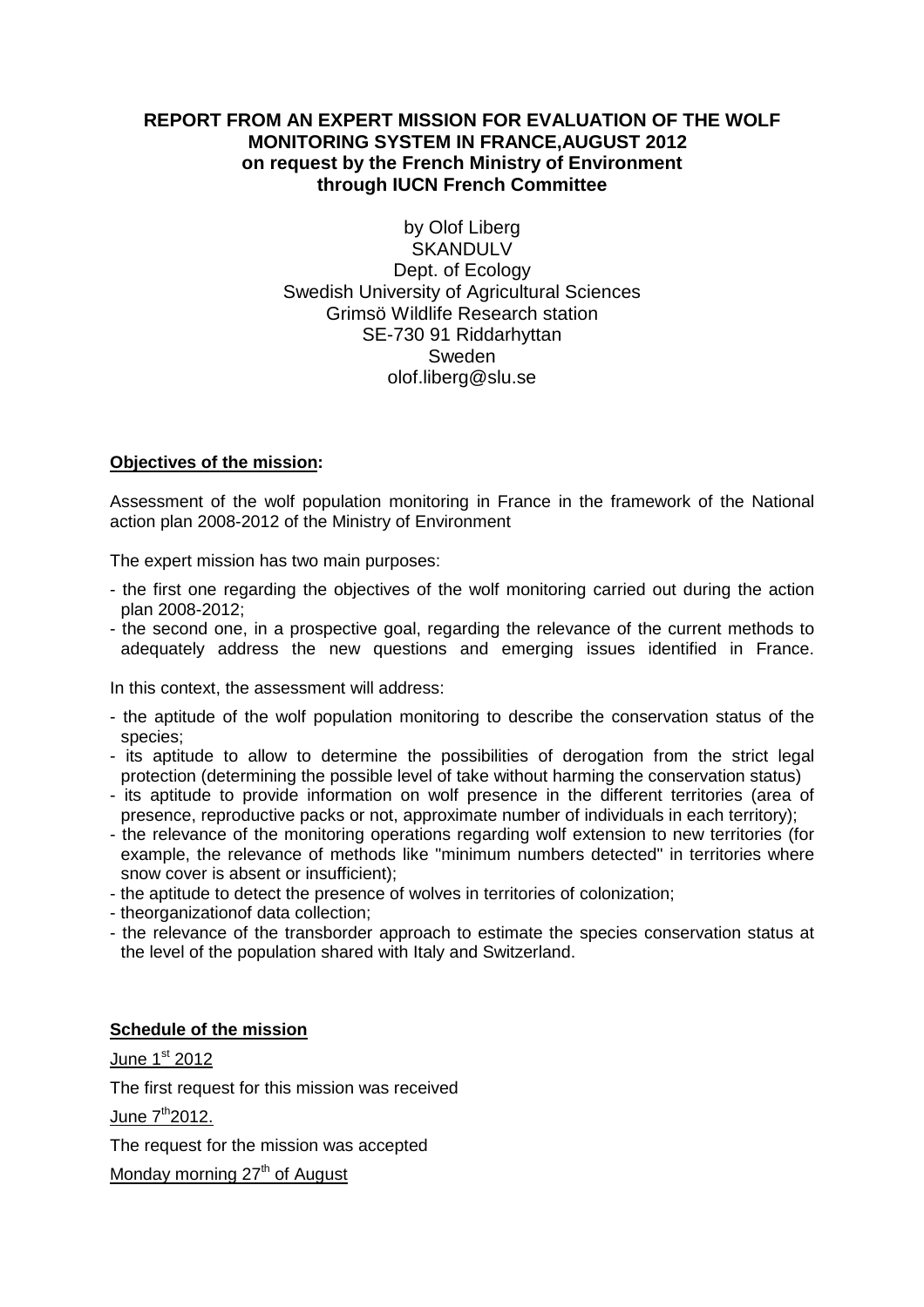# REPORT FROM AN EXPERT MISSION FOR EVALUATION OF THE WOLF MONITORING SYSTEM IN FRANCE,AUGUST 2012
## on request by the French Ministry of Environment through IUCN French Committee

by Olof Liberg
SKANDULV
Dept. of Ecology
Swedish University of Agricultural Sciences
Grimsö Wildlife Research station
SE-730 91 Riddarhyttan
Sweden
olof.liberg@slu.se

**<u>Objectives of the mission</u>:**

Assessment of the wolf population monitoring in France in the framework of the National action plan 2008-2012 of the Ministry of Environment

The expert mission has two main purposes:

- the first one regarding the objectives of the wolf monitoring carried out during the action plan 2008-2012;
- the second one, in a prospective goal, regarding the relevance of the current methods to adequately address the new questions and emerging issues identified in France.

In this context, the assessment will address:

- the aptitude of the wolf population monitoring to describe the conservation status of the species;
- its aptitude to allow to determine the possibilities of derogation from the strict legal protection (determining the possible level of take without harming the conservation status)
- its aptitude to provide information on wolf presence in the different territories (area of presence, reproductive packs or not, approximate number of individuals in each territory);
- the relevance of the monitoring operations regarding wolf extension to new territories (for example, the relevance of methods like "minimum numbers detected" in territories where snow cover is absent or insufficient);
- the aptitude to detect the presence of wolves in territories of colonization;
- theorganizationof data collection;
- the relevance of the transborder approach to estimate the species conservation status at the level of the population shared with Italy and Switzerland.

**<u>Schedule of the mission</u>**

<u>June 1st 2012</u>

The first request for this mission was received

<u>June 7th2012.</u>

The request for the mission was accepted

<u>Monday morning 27th of August</u>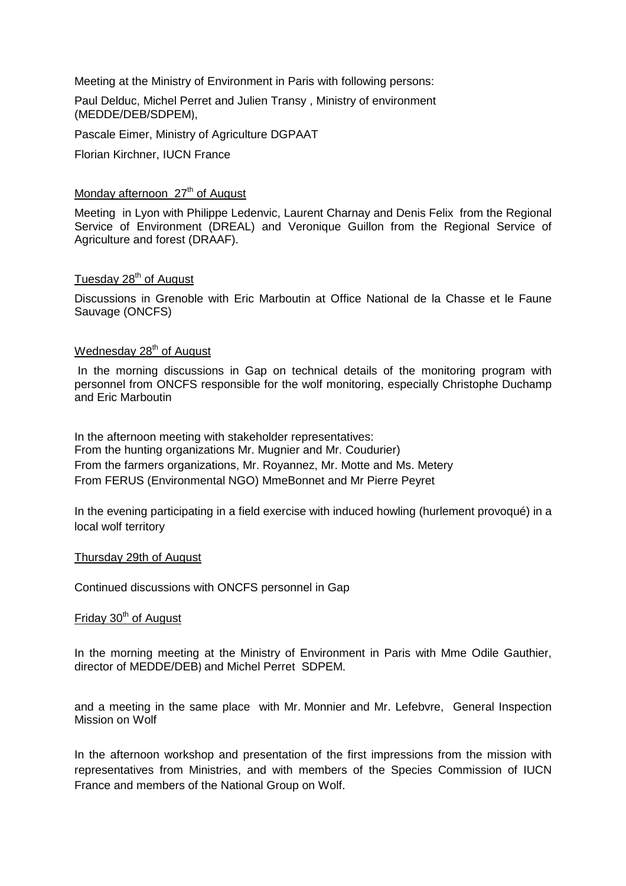Meeting at the Ministry of Environment in Paris with following persons:

Paul Delduc, Michel Perret and Julien Transy , Ministry of environment (MEDDE/DEB/SDPEM),

Pascale Eimer, Ministry of Agriculture DGPAAT

Florian Kirchner, IUCN France

Monday afternoon 27th of August

Meeting in Lyon with Philippe Ledenvic, Laurent Charnay and Denis Felix from the Regional Service of Environment (DREAL) and Veronique Guillon from the Regional Service of Agriculture and forest (DRAAF).

Tuesday 28th of August

Discussions in Grenoble with Eric Marboutin at Office National de la Chasse et le Faune Sauvage (ONCFS)

Wednesday 28th of August

In the morning discussions in Gap on technical details of the monitoring program with personnel from ONCFS responsible for the wolf monitoring, especially Christophe Duchamp and Eric Marboutin

In the afternoon meeting with stakeholder representatives:
From the hunting organizations Mr. Mugnier and Mr. Coudurier)
From the farmers organizations, Mr. Royannez, Mr. Motte and Ms. Metery
From FERUS (Environmental NGO) MmeBonnet and Mr Pierre Peyret

In the evening participating in a field exercise with induced howling (hurlement provoqué) in a local wolf territory

Thursday 29th of August

Continued discussions with ONCFS personnel in Gap

Friday 30th of August

In the morning meeting at the Ministry of Environment in Paris with Mme Odile Gauthier, director of MEDDE/DEB) and Michel Perret SDPEM.

and a meeting in the same place with Mr. Monnier and Mr. Lefebvre, General Inspection Mission on Wolf

In the afternoon workshop and presentation of the first impressions from the mission with representatives from Ministries, and with members of the Species Commission of IUCN France and members of the National Group on Wolf.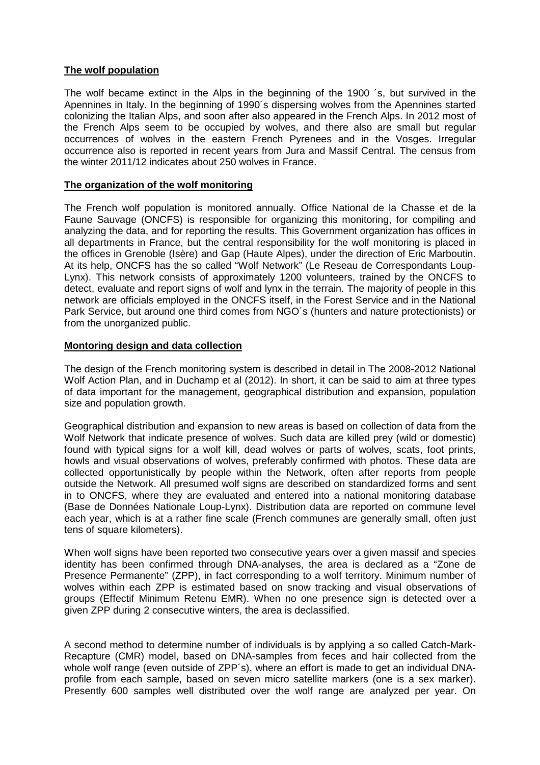## The wolf population

The wolf became extinct in the Alps in the beginning of the 1900 ´s, but survived in the Apennines in Italy. In the beginning of 1990´s dispersing wolves from the Apennines started colonizing the Italian Alps, and soon after also appeared in the French Alps. In 2012 most of the French Alps seem to be occupied by wolves, and there also are small but regular occurrences of wolves in the eastern French Pyrenees and in the Vosges. Irregular occurrence also is reported in recent years from Jura and Massif Central. The census from the winter 2011/12 indicates about 250 wolves in France.

## The organization of the wolf monitoring

The French wolf population is monitored annually. Office National de la Chasse et de la Faune Sauvage (ONCFS) is responsible for organizing this monitoring, for compiling and analyzing the data, and for reporting the results. This Government organization has offices in all departments in France, but the central responsibility for the wolf monitoring is placed in the offices in Grenoble (Isère) and Gap (Haute Alpes), under the direction of Eric Marboutin. At its help, ONCFS has the so called "Wolf Network" (Le Reseau de Correspondants Loup-Lynx). This network consists of approximately 1200 volunteers, trained by the ONCFS to detect, evaluate and report signs of wolf and lynx in the terrain. The majority of people in this network are officials employed in the ONCFS itself, in the Forest Service and in the National Park Service, but around one third comes from NGO´s (hunters and nature protectionists) or from the unorganized public.

## Montoring design and data collection

The design of the French monitoring system is described in detail in The 2008-2012 National Wolf Action Plan, and in Duchamp et al (2012). In short, it can be said to aim at three types of data important for the management, geographical distribution and expansion, population size and population growth.

Geographical distribution and expansion to new areas is based on collection of data from the Wolf Network that indicate presence of wolves. Such data are killed prey (wild or domestic) found with typical signs for a wolf kill, dead wolves or parts of wolves, scats, foot prints, howls and visual observations of wolves, preferably confirmed with photos. These data are collected opportunistically by people within the Network, often after reports from people outside the Network. All presumed wolf signs are described on standardized forms and sent in to ONCFS, where they are evaluated and entered into a national monitoring database (Base de Données Nationale Loup-Lynx). Distribution data are reported on commune level each year, which is at a rather fine scale (French communes are generally small, often just tens of square kilometers).

When wolf signs have been reported two consecutive years over a given massif and species identity has been confirmed through DNA-analyses, the area is declared as a "Zone de Presence Permanente" (ZPP), in fact corresponding to a wolf territory. Minimum number of wolves within each ZPP is estimated based on snow tracking and visual observations of groups (Effectif Minimum Retenu EMR). When no one presence sign is detected over a given ZPP during 2 consecutive winters, the area is declassified.

A second method to determine number of individuals is by applying a so called Catch-Mark-Recapture (CMR) model, based on DNA-samples from feces and hair collected from the whole wolf range (even outside of ZPP´s), where an effort is made to get an individual DNA-profile from each sample, based on seven micro satellite markers (one is a sex marker). Presently 600 samples well distributed over the wolf range are analyzed per year. On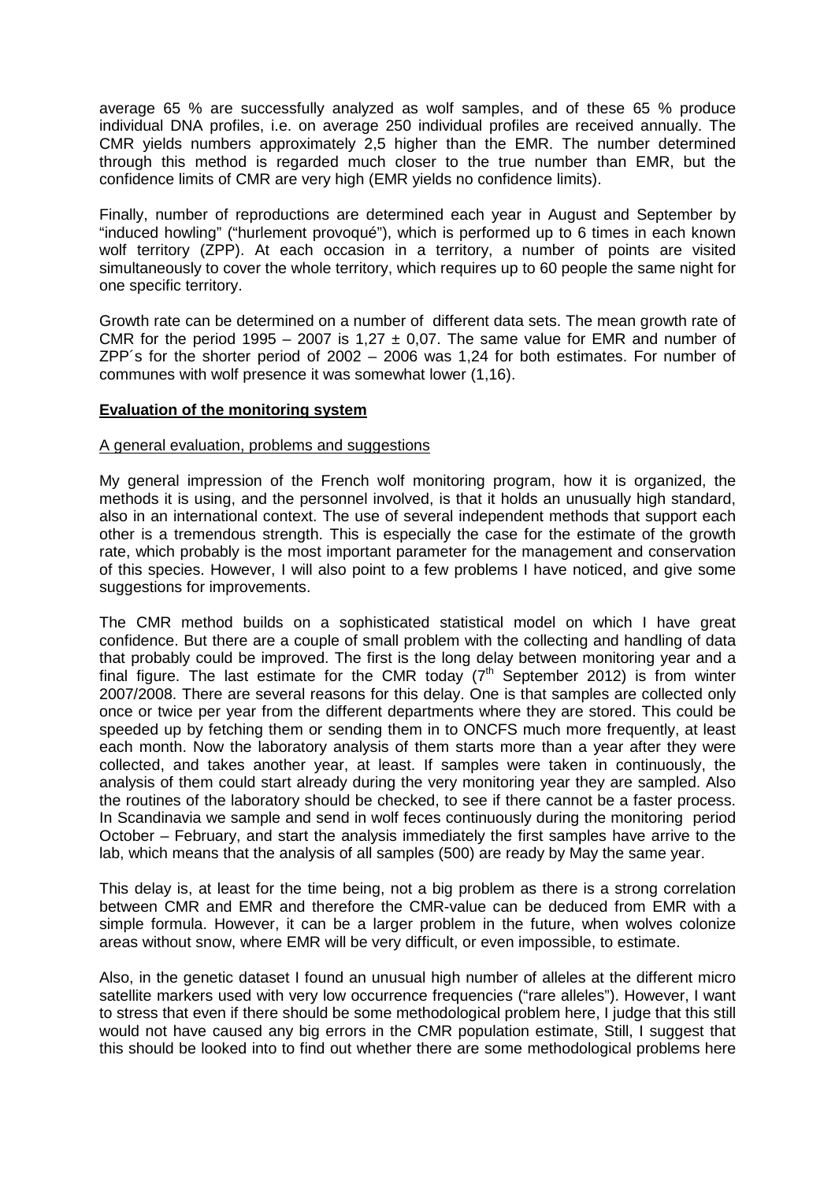average 65 % are successfully analyzed as wolf samples, and of these 65 % produce individual DNA profiles, i.e. on average 250 individual profiles are received annually. The CMR yields numbers approximately 2,5 higher than the EMR. The number determined through this method is regarded much closer to the true number than EMR, but the confidence limits of CMR are very high (EMR yields no confidence limits).

Finally, number of reproductions are determined each year in August and September by "induced howling" ("hurlement provoqué"), which is performed up to 6 times in each known wolf territory (ZPP). At each occasion in a territory, a number of points are visited simultaneously to cover the whole territory, which requires up to 60 people the same night for one specific territory.

Growth rate can be determined on a number of different data sets. The mean growth rate of CMR for the period 1995 – 2007 is 1,27 ± 0,07. The same value for EMR and number of ZPP´s for the shorter period of 2002 – 2006 was 1,24 for both estimates. For number of communes with wolf presence it was somewhat lower (1,16).

## **Evaluation of the monitoring system**

### A general evaluation, problems and suggestions

My general impression of the French wolf monitoring program, how it is organized, the methods it is using, and the personnel involved, is that it holds an unusually high standard, also in an international context. The use of several independent methods that support each other is a tremendous strength. This is especially the case for the estimate of the growth rate, which probably is the most important parameter for the management and conservation of this species. However, I will also point to a few problems I have noticed, and give some suggestions for improvements.

The CMR method builds on a sophisticated statistical model on which I have great confidence. But there are a couple of small problem with the collecting and handling of data that probably could be improved. The first is the long delay between monitoring year and a final figure. The last estimate for the CMR today (7th September 2012) is from winter 2007/2008. There are several reasons for this delay. One is that samples are collected only once or twice per year from the different departments where they are stored. This could be speeded up by fetching them or sending them in to ONCFS much more frequently, at least each month. Now the laboratory analysis of them starts more than a year after they were collected, and takes another year, at least. If samples were taken in continuously, the analysis of them could start already during the very monitoring year they are sampled. Also the routines of the laboratory should be checked, to see if there cannot be a faster process. In Scandinavia we sample and send in wolf feces continuously during the monitoring period October – February, and start the analysis immediately the first samples have arrive to the lab, which means that the analysis of all samples (500) are ready by May the same year.

This delay is, at least for the time being, not a big problem as there is a strong correlation between CMR and EMR and therefore the CMR-value can be deduced from EMR with a simple formula. However, it can be a larger problem in the future, when wolves colonize areas without snow, where EMR will be very difficult, or even impossible, to estimate.

Also, in the genetic dataset I found an unusual high number of alleles at the different micro satellite markers used with very low occurrence frequencies ("rare alleles"). However, I want to stress that even if there should be some methodological problem here, I judge that this still would not have caused any big errors in the CMR population estimate, Still, I suggest that this should be looked into to find out whether there are some methodological problems here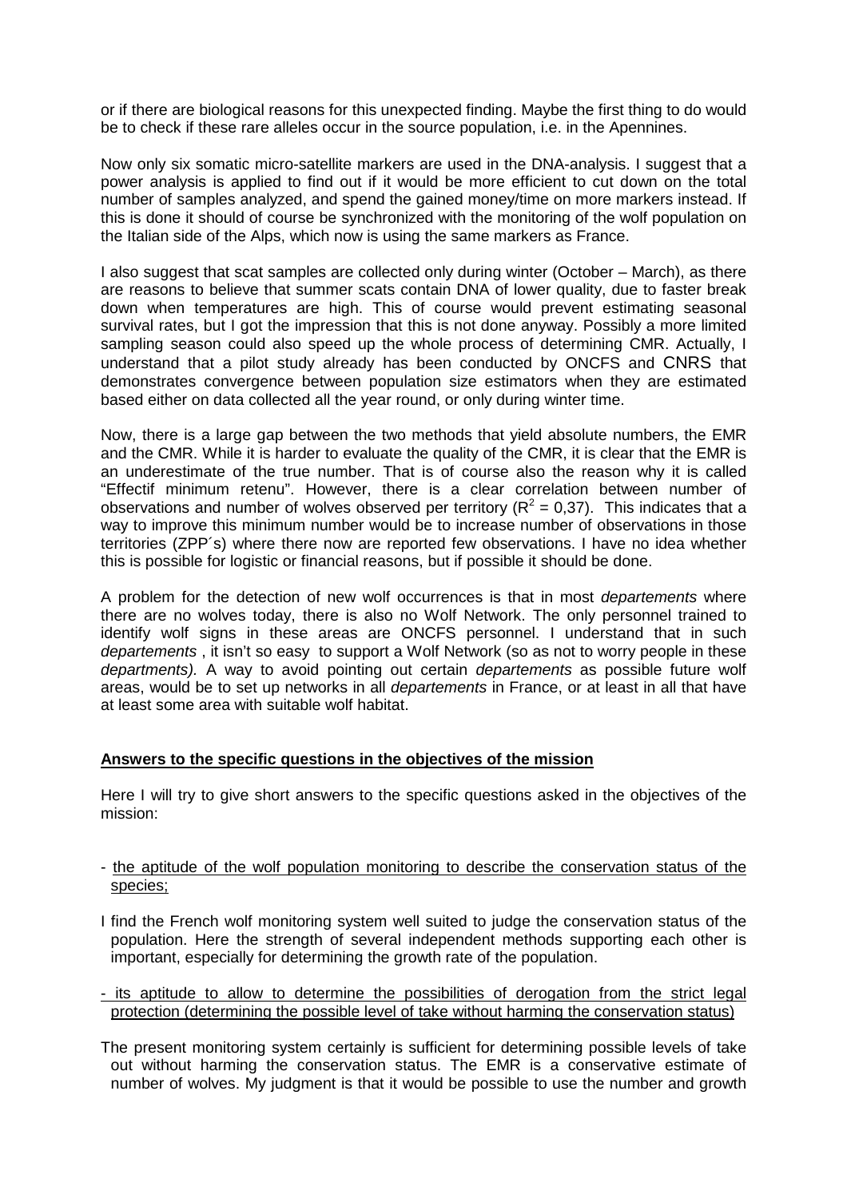or if there are biological reasons for this unexpected finding. Maybe the first thing to do would be to check if these rare alleles occur in the source population, i.e. in the Apennines.

Now only six somatic micro-satellite markers are used in the DNA-analysis. I suggest that a power analysis is applied to find out if it would be more efficient to cut down on the total number of samples analyzed, and spend the gained money/time on more markers instead. If this is done it should of course be synchronized with the monitoring of the wolf population on the Italian side of the Alps, which now is using the same markers as France.

I also suggest that scat samples are collected only during winter (October – March), as there are reasons to believe that summer scats contain DNA of lower quality, due to faster break down when temperatures are high. This of course would prevent estimating seasonal survival rates, but I got the impression that this is not done anyway. Possibly a more limited sampling season could also speed up the whole process of determining CMR. Actually, I understand that a pilot study already has been conducted by ONCFS and CNRS that demonstrates convergence between population size estimators when they are estimated based either on data collected all the year round, or only during winter time.

Now, there is a large gap between the two methods that yield absolute numbers, the EMR and the CMR. While it is harder to evaluate the quality of the CMR, it is clear that the EMR is an underestimate of the true number. That is of course also the reason why it is called "Effectif minimum retenu". However, there is a clear correlation between number of observations and number of wolves observed per territory ($R^2 = 0,37$). This indicates that a way to improve this minimum number would be to increase number of observations in those territories (ZPP´s) where there now are reported few observations. I have no idea whether this is possible for logistic or financial reasons, but if possible it should be done.

A problem for the detection of new wolf occurrences is that in most *departements* where there are no wolves today, there is also no Wolf Network. The only personnel trained to identify wolf signs in these areas are ONCFS personnel. I understand that in such *departements* , it isn't so easy to support a Wolf Network (so as not to worry people in these *departments).* A way to avoid pointing out certain *departements* as possible future wolf areas, would be to set up networks in all *departements* in France, or at least in all that have at least some area with suitable wolf habitat.

## Answers to the specific questions in the objectives of the mission

Here I will try to give short answers to the specific questions asked in the objectives of the mission:

- the aptitude of the wolf population monitoring to describe the conservation status of the species;

I find the French wolf monitoring system well suited to judge the conservation status of the population. Here the strength of several independent methods supporting each other is important, especially for determining the growth rate of the population.

- its aptitude to allow to determine the possibilities of derogation from the strict legal protection (determining the possible level of take without harming the conservation status)

The present monitoring system certainly is sufficient for determining possible levels of take out without harming the conservation status. The EMR is a conservative estimate of number of wolves. My judgment is that it would be possible to use the number and growth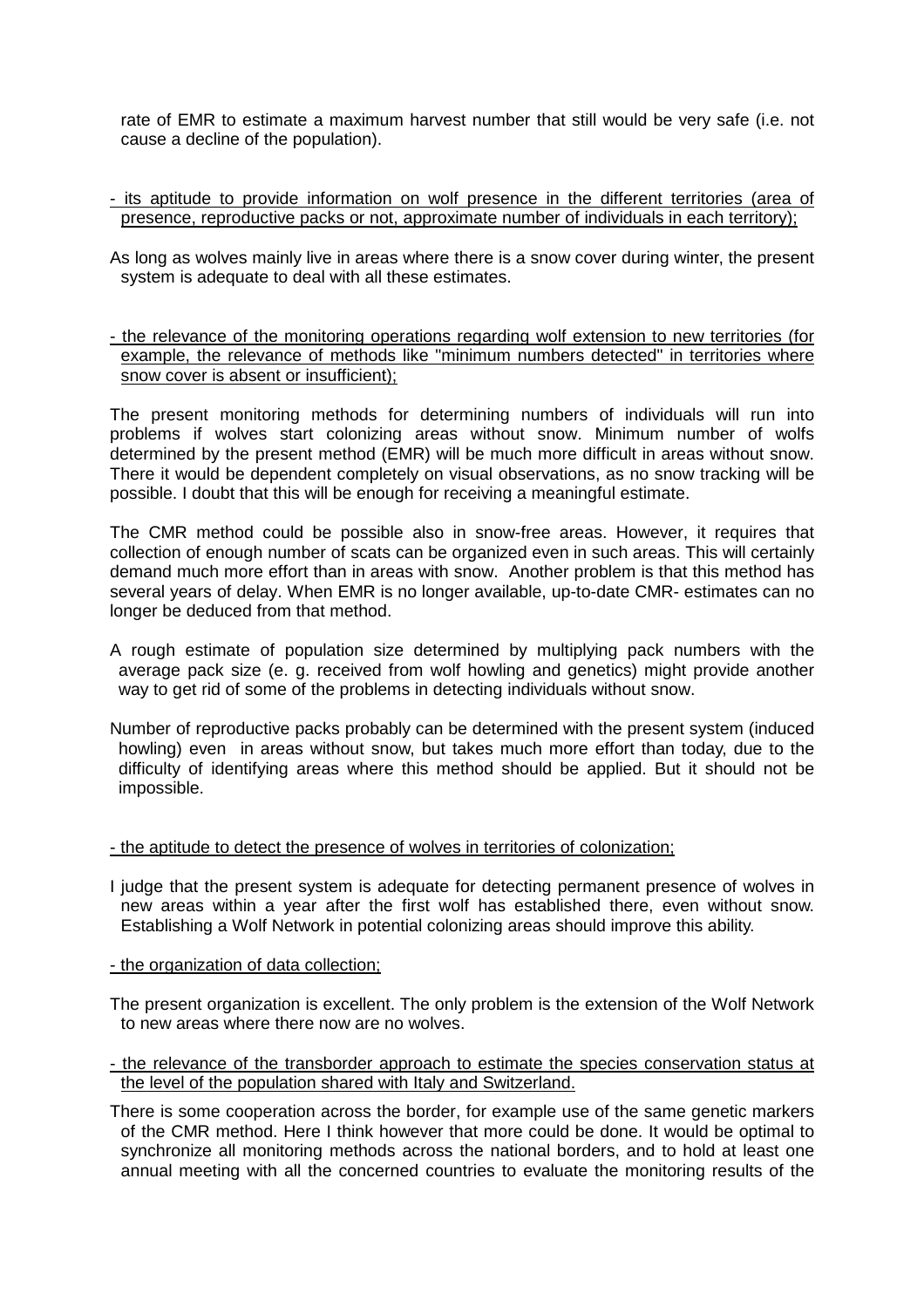rate of EMR to estimate a maximum harvest number that still would be very safe (i.e. not cause a decline of the population).

- <u>its aptitude to provide information on wolf presence in the different territories (area of presence, reproductive packs or not, approximate number of individuals in each territory);</u>

As long as wolves mainly live in areas where there is a snow cover during winter, the present system is adequate to deal with all these estimates.

- <u>the relevance of the monitoring operations regarding wolf extension to new territories (for example, the relevance of methods like "minimum numbers detected" in territories where snow cover is absent or insufficient);</u>

The present monitoring methods for determining numbers of individuals will run into problems if wolves start colonizing areas without snow. Minimum number of wolfs determined by the present method (EMR) will be much more difficult in areas without snow. There it would be dependent completely on visual observations, as no snow tracking will be possible. I doubt that this will be enough for receiving a meaningful estimate.

The CMR method could be possible also in snow-free areas. However, it requires that collection of enough number of scats can be organized even in such areas. This will certainly demand much more effort than in areas with snow. Another problem is that this method has several years of delay. When EMR is no longer available, up-to-date CMR- estimates can no longer be deduced from that method.

A rough estimate of population size determined by multiplying pack numbers with the average pack size (e. g. received from wolf howling and genetics) might provide another way to get rid of some of the problems in detecting individuals without snow.

Number of reproductive packs probably can be determined with the present system (induced howling) even in areas without snow, but takes much more effort than today, due to the difficulty of identifying areas where this method should be applied. But it should not be impossible.

- <u>the aptitude to detect the presence of wolves in territories of colonization;</u>

I judge that the present system is adequate for detecting permanent presence of wolves in new areas within a year after the first wolf has established there, even without snow. Establishing a Wolf Network in potential colonizing areas should improve this ability.

- <u>the organization of data collection;</u>

The present organization is excellent. The only problem is the extension of the Wolf Network to new areas where there now are no wolves.

- <u>the relevance of the transborder approach to estimate the species conservation status at the level of the population shared with Italy and Switzerland.</u>

There is some cooperation across the border, for example use of the same genetic markers of the CMR method. Here I think however that more could be done. It would be optimal to synchronize all monitoring methods across the national borders, and to hold at least one annual meeting with all the concerned countries to evaluate the monitoring results of the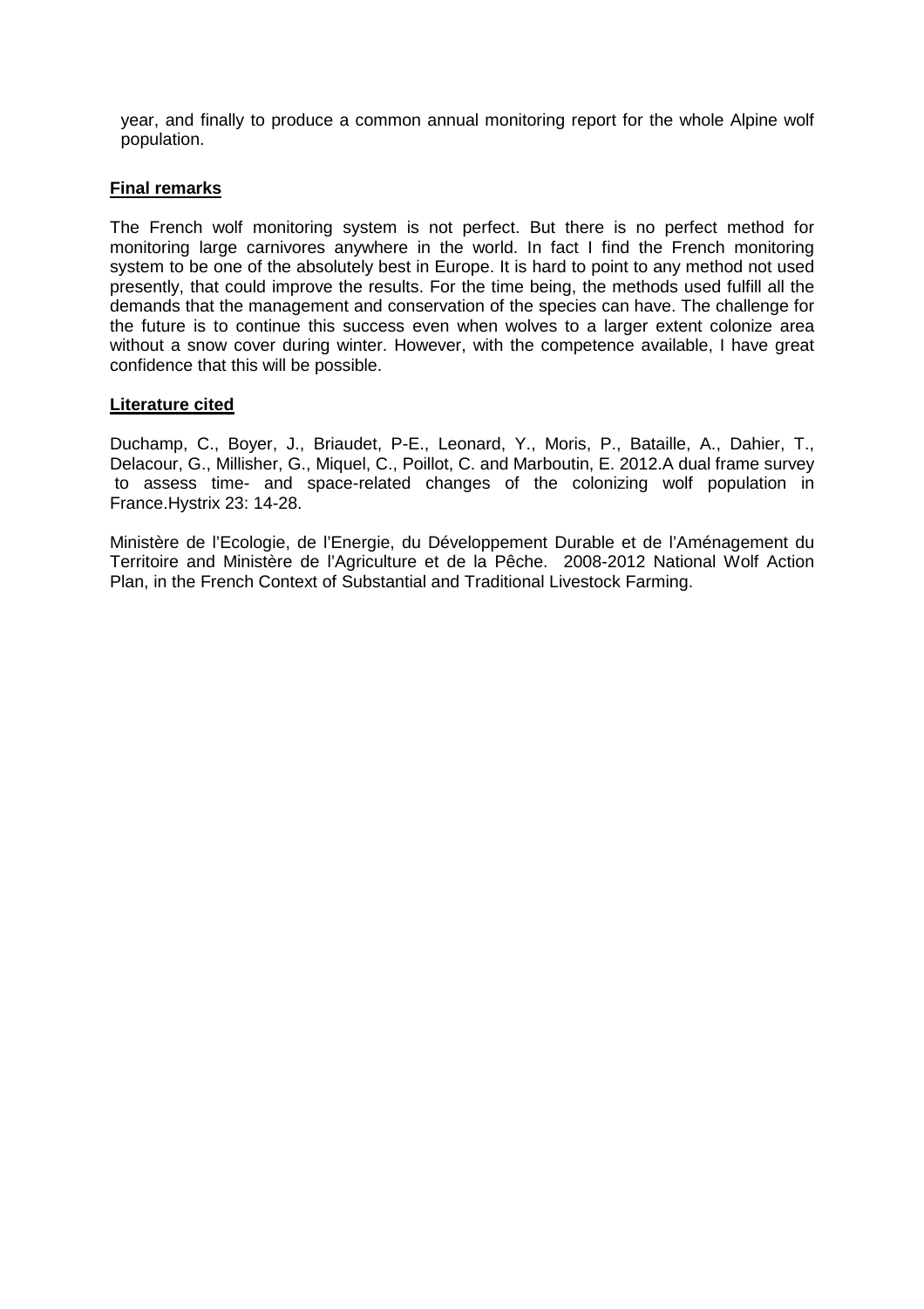year, and finally to produce a common annual monitoring report for the whole Alpine wolf population.

**Final remarks**

The French wolf monitoring system is not perfect. But there is no perfect method for monitoring large carnivores anywhere in the world. In fact I find the French monitoring system to be one of the absolutely best in Europe. It is hard to point to any method not used presently, that could improve the results. For the time being, the methods used fulfill all the demands that the management and conservation of the species can have. The challenge for the future is to continue this success even when wolves to a larger extent colonize area without a snow cover during winter. However, with the competence available, I have great confidence that this will be possible.

**Literature cited**

Duchamp, C., Boyer, J., Briaudet, P-E., Leonard, Y., Moris, P., Bataille, A., Dahier, T., Delacour, G., Millisher, G., Miquel, C., Poillot, C. and Marboutin, E. 2012.A dual frame survey to assess time- and space-related changes of the colonizing wolf population in France.Hystrix 23: 14-28.

Ministère de l'Ecologie, de l'Energie, du Développement Durable et de l'Aménagement du Territoire and Ministère de l'Agriculture et de la Pêche. 2008-2012 National Wolf Action Plan, in the French Context of Substantial and Traditional Livestock Farming.